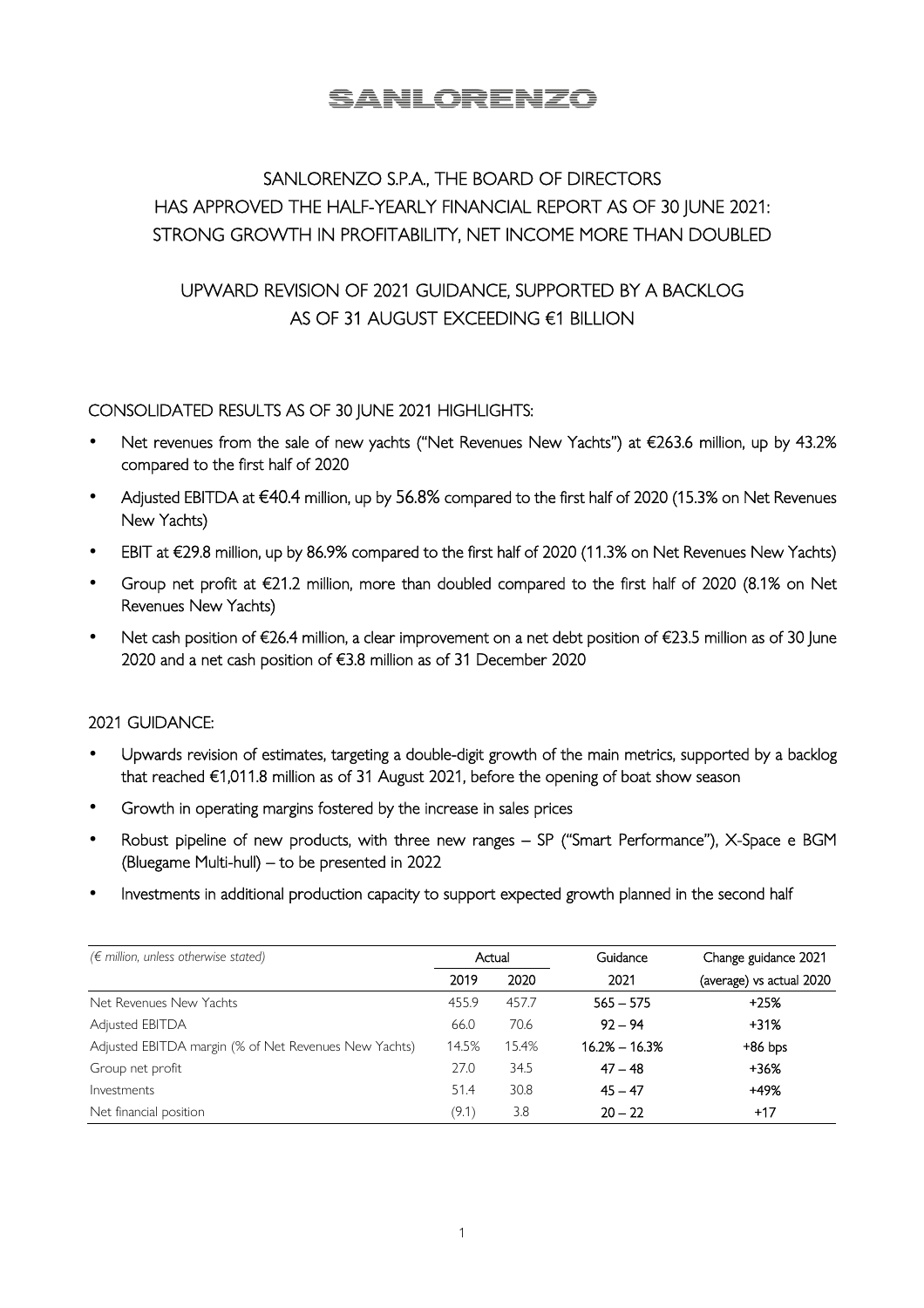# SANLORENZO

## SANLORENZO S.P.A., THE BOARD OF DIRECTORS HAS APPROVED THE HALF-YEARLY FINANCIAL REPORT AS OF 30 JUNE 2021: STRONG GROWTH IN PROFITABILITY, NET INCOME MORE THAN DOUBLED

## UPWARD REVISION OF 2021 GUIDANCE, SUPPORTED BY A BACKLOG AS OF 31 AUGUST EXCEEDING €1 BILLION

CONSOLIDATED RESULTS AS OF 30 JUNE 2021 HIGHLIGHTS:

- Net revenues from the sale of new yachts ("Net Revenues New Yachts") at €263.6 million, up by 43.2% compared to the first half of 2020
- Adjusted EBITDA at €40.4 million, up by 56.8% compared to the first half of 2020 (15.3% on Net Revenues New Yachts)
- EBIT at €29.8 million, up by 86.9% compared to the first half of 2020 (11.3% on Net Revenues New Yachts)
- Group net profit at €21.2 million, more than doubled compared to the first half of 2020 (8.1% on Net Revenues New Yachts)
- Net cash position of €26.4 million, a clear improvement on a net debt position of €23.5 million as of 30 June 2020 and a net cash position of €3.8 million as of 31 December 2020

2021 GUIDANCE:

- Upwards revision of estimates, targeting a double-digit growth of the main metrics, supported by a backlog that reached €1,011.8 million as of 31 August 2021, before the opening of boat show season
- Growth in operating margins fostered by the increase in sales prices
- Robust pipeline of new products, with three new ranges – SP ("Smart Performance"), X-Space e BGM (Bluegame Multi-hull) – to be presented in 2022
- Investments in additional production capacity to support expected growth planned in the second half

| *(€ million, unless otherwise stated)* | Actual | | Guidance | Change guidance 2021 |
|---|---|---|---|---|
| | 2019 | 2020 | 2021 | (average) vs actual 2020 |
| Net Revenues New Yachts | 455.9 | 457.7 | 565 – 575 | +25% |
| Adjusted EBITDA | 66.0 | 70.6 | 92 – 94 | +31% |
| Adjusted EBITDA margin (% of Net Revenues New Yachts) | 14.5% | 15.4% | 16.2% – 16.3% | +86 bps |
| Group net profit | 27.0 | 34.5 | 47 – 48 | +36% |
| Investments | 51.4 | 30.8 | 45 – 47 | +49% |
| Net financial position | (9.1) | 3.8 | 20 – 22 | +17 |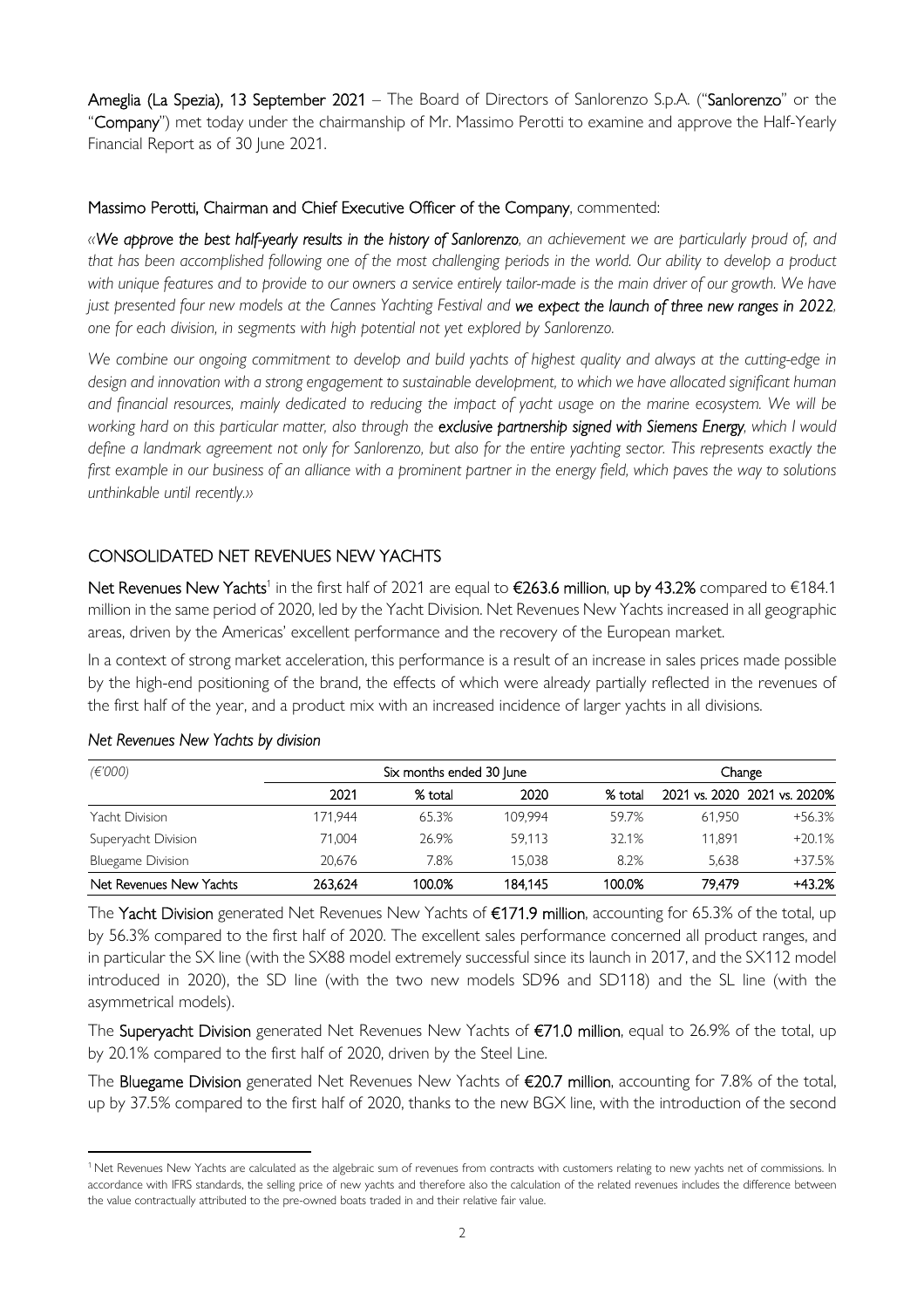**Ameglia (La Spezia), 13 September 2021** – The Board of Directors of Sanlorenzo S.p.A. ("**Sanlorenzo**" or the "**Company**") met today under the chairmanship of Mr. Massimo Perotti to examine and approve the Half-Yearly Financial Report as of 30 June 2021.

**Massimo Perotti, Chairman and Chief Executive Officer of the Company**, commented:

*«**We approve the best half-yearly results in the history of Sanlorenzo**, an achievement we are particularly proud of, and that has been accomplished following one of the most challenging periods in the world. Our ability to develop a product with unique features and to provide to our owners a service entirely tailor-made is the main driver of our growth. We have just presented four new models at the Cannes Yachting Festival and **we expect the launch of three new ranges in 2022**, one for each division, in segments with high potential not yet explored by Sanlorenzo.*

*We combine our ongoing commitment to develop and build yachts of highest quality and always at the cutting-edge in design and innovation with a strong engagement to sustainable development, to which we have allocated significant human and financial resources, mainly dedicated to reducing the impact of yacht usage on the marine ecosystem. We will be working hard on this particular matter, also through the **exclusive partnership signed with Siemens Energy**, which I would define a landmark agreement not only for Sanlorenzo, but also for the entire yachting sector. This represents exactly the first example in our business of an alliance with a prominent partner in the energy field, which paves the way to solutions unthinkable until recently.»*

## CONSOLIDATED NET REVENUES NEW YACHTS

**Net Revenues New Yachts**[1] in the first half of 2021 are equal to **€263.6 million, up by 43.2%** compared to €184.1 million in the same period of 2020, led by the Yacht Division. Net Revenues New Yachts increased in all geographic areas, driven by the Americas' excellent performance and the recovery of the European market.

In a context of strong market acceleration, this performance is a result of an increase in sales prices made possible by the high-end positioning of the brand, the effects of which were already partially reflected in the revenues of the first half of the year, and a product mix with an increased incidence of larger yachts in all divisions.

*Net Revenues New Yachts by division*

| *(€'000)* | Six months ended 30 June | | | | Change | |
|---|---|---|---|---|---|---|
| | 2021 | % total | 2020 | % total | 2021 vs. 2020 | 2021 vs. 2020% |
| Yacht Division | 171,944 | 65.3% | 109,994 | 59.7% | 61,950 | +56.3% |
| Superyacht Division | 71,004 | 26.9% | 59,113 | 32.1% | 11,891 | +20.1% |
| Bluegame Division | 20,676 | 7.8% | 15,038 | 8.2% | 5,638 | +37.5% |
| **Net Revenues New Yachts** | **263,624** | **100.0%** | **184,145** | **100.0%** | **79,479** | **+43.2%** |

The **Yacht Division** generated Net Revenues New Yachts of **€171.9 million**, accounting for 65.3% of the total, up by 56.3% compared to the first half of 2020. The excellent sales performance concerned all product ranges, and in particular the SX line (with the SX88 model extremely successful since its launch in 2017, and the SX112 model introduced in 2020), the SD line (with the two new models SD96 and SD118) and the SL line (with the asymmetrical models).

The **Superyacht Division** generated Net Revenues New Yachts of **€71.0 million**, equal to 26.9% of the total, up by 20.1% compared to the first half of 2020, driven by the Steel Line.

The **Bluegame Division** generated Net Revenues New Yachts of **€20.7 million**, accounting for 7.8% of the total, up by 37.5% compared to the first half of 2020, thanks to the new BGX line, with the introduction of the second

[1] Net Revenues New Yachts are calculated as the algebraic sum of revenues from contracts with customers relating to new yachts net of commissions. In accordance with IFRS standards, the selling price of new yachts and therefore also the calculation of the related revenues includes the difference between the value contractually attributed to the pre-owned boats traded in and their relative fair value.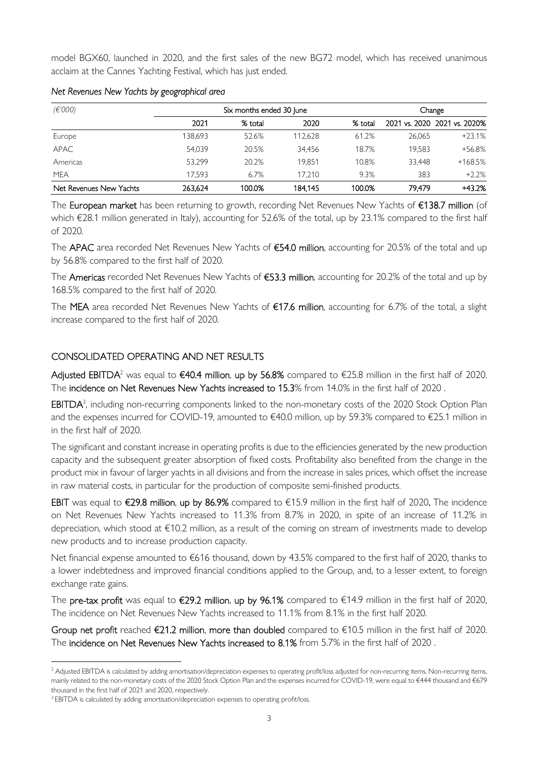model BGX60, launched in 2020, and the first sales of the new BG72 model, which has received unanimous acclaim at the Cannes Yachting Festival, which has just ended.

*Net Revenues New Yachts by geographical area*

| *(€'000)* | Six months ended 30 June | | | | Change | |
|---|---|---|---|---|---|---|
| | 2021 | % total | 2020 | % total | 2021 vs. 2020 | 2021 vs. 2020% |
| Europe | 138,693 | 52.6% | 112,628 | 61.2% | 26,065 | +23.1% |
| APAC | 54,039 | 20.5% | 34,456 | 18.7% | 19,583 | +56.8% |
| Americas | 53,299 | 20.2% | 19,851 | 10.8% | 33,448 | +168.5% |
| MEA | 17,593 | 6.7% | 17,210 | 9.3% | 383 | +2.2% |
| Net Revenues New Yachts | 263,624 | 100.0% | 184,145 | 100.0% | 79,479 | +43.2% |

The European market has been returning to growth, recording Net Revenues New Yachts of **€138.7 million** (of which €28.1 million generated in Italy), accounting for 52.6% of the total, up by 23.1% compared to the first half of 2020.

The APAC area recorded Net Revenues New Yachts of **€54.0 million**, accounting for 20.5% of the total and up by 56.8% compared to the first half of 2020.

The Americas recorded Net Revenues New Yachts of **€53.3 million**, accounting for 20.2% of the total and up by 168.5% compared to the first half of 2020.

The MEA area recorded Net Revenues New Yachts of **€17.6 million**, accounting for 6.7% of the total, a slight increase compared to the first half of 2020.

## CONSOLIDATED OPERATING AND NET RESULTS

Adjusted EBITDA[2] was equal to **€40.4 million**, **up by 56.8%** compared to €25.8 million in the first half of 2020. The incidence on Net Revenues New Yachts increased to 15.3% from 14.0% in the first half of 2020 .

**EBITDA**[3], including non-recurring components linked to the non-monetary costs of the 2020 Stock Option Plan and the expenses incurred for COVID-19, amounted to €40.0 million, up by 59.3% compared to €25.1 million in in the first half of 2020.

The significant and constant increase in operating profits is due to the efficiencies generated by the new production capacity and the subsequent greater absorption of fixed costs. Profitability also benefited from the change in the product mix in favour of larger yachts in all divisions and from the increase in sales prices, which offset the increase in raw material costs, in particular for the production of composite semi-finished products.

EBIT was equal to **€29.8 million**, **up by 86.9%** compared to €15.9 million in the first half of 2020**.** The incidence on Net Revenues New Yachts increased to 11.3% from 8.7% in 2020, in spite of an increase of 11.2% in depreciation, which stood at €10.2 million, as a result of the coming on stream of investments made to develop new products and to increase production capacity.

Net financial expense amounted to €616 thousand, down by 43.5% compared to the first half of 2020, thanks to a lower indebtedness and improved financial conditions applied to the Group, and, to a lesser extent, to foreign exchange rate gains.

The pre-tax profit was equal to **€29.2 million**, **up by 96.1%** compared to €14.9 million in the first half of 2020**.** The incidence on Net Revenues New Yachts increased to 11.1% from 8.1% in the first half 2020.

Group net profit reached **€21.2 million**, **more than doubled** compared to €10.5 million in the first half of 2020. The **incidence on Net Revenues New Yachts increased to 8.1%** from 5.7% in the first half of 2020 .

---

[2] Adjusted EBITDA is calculated by adding amortisation/depreciation expenses to operating profit/loss adjusted for non-recurring items. Non-recurring items, mainly related to the non-monetary costs of the 2020 Stock Option Plan and the expenses incurred for COVID-19, were equal to €444 thousand and €679 thousand in the first half of 2021 and 2020, respectively.

[3] EBITDA is calculated by adding amortisation/depreciation expenses to operating profit/loss.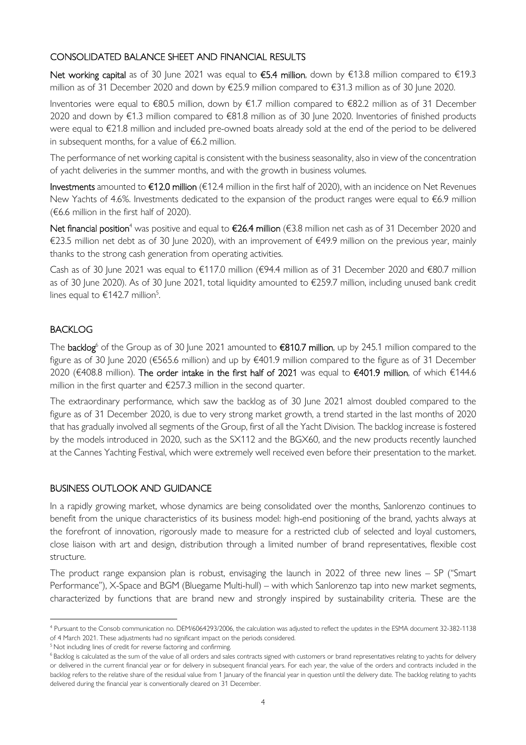## CONSOLIDATED BALANCE SHEET AND FINANCIAL RESULTS

**Net working capital** as of 30 June 2021 was equal to **€5.4 million**, down by €13.8 million compared to €19.3 million as of 31 December 2020 and down by €25.9 million compared to €31.3 million as of 30 June 2020.

Inventories were equal to €80.5 million, down by €1.7 million compared to €82.2 million as of 31 December 2020 and down by €1.3 million compared to €81.8 million as of 30 June 2020. Inventories of finished products were equal to €21.8 million and included pre-owned boats already sold at the end of the period to be delivered in subsequent months, for a value of €6.2 million.

The performance of net working capital is consistent with the business seasonality, also in view of the concentration of yacht deliveries in the summer months, and with the growth in business volumes.

**Investments** amounted to **€12.0 million** (€12.4 million in the first half of 2020), with an incidence on Net Revenues New Yachts of 4.6%. Investments dedicated to the expansion of the product ranges were equal to €6.9 million (€6.6 million in the first half of 2020).

**Net financial position**[4] was positive and equal to **€26.4 million** (€3.8 million net cash as of 31 December 2020 and €23.5 million net debt as of 30 June 2020), with an improvement of €49.9 million on the previous year, mainly thanks to the strong cash generation from operating activities.

Cash as of 30 June 2021 was equal to €117.0 million (€94.4 million as of 31 December 2020 and €80.7 million as of 30 June 2020). As of 30 June 2021, total liquidity amounted to €259.7 million, including unused bank credit lines equal to €142.7 million[5].

## BACKLOG

The **backlog**[6] of the Group as of 30 June 2021 amounted to **€810.7 million**, up by 245.1 million compared to the figure as of 30 June 2020 (€565.6 million) and up by €401.9 million compared to the figure as of 31 December 2020 (€408.8 million). **The order intake in the first half of 2021** was equal to **€401.9 million**, of which €144.6 million in the first quarter and €257.3 million in the second quarter.

The extraordinary performance, which saw the backlog as of 30 June 2021 almost doubled compared to the figure as of 31 December 2020, is due to very strong market growth, a trend started in the last months of 2020 that has gradually involved all segments of the Group, first of all the Yacht Division. The backlog increase is fostered by the models introduced in 2020, such as the SX112 and the BGX60, and the new products recently launched at the Cannes Yachting Festival, which were extremely well received even before their presentation to the market.

## BUSINESS OUTLOOK AND GUIDANCE

In a rapidly growing market, whose dynamics are being consolidated over the months, Sanlorenzo continues to benefit from the unique characteristics of its business model: high-end positioning of the brand, yachts always at the forefront of innovation, rigorously made to measure for a restricted club of selected and loyal customers, close liaison with art and design, distribution through a limited number of brand representatives, flexible cost structure.

The product range expansion plan is robust, envisaging the launch in 2022 of three new lines – SP ("Smart Performance"), X-Space and BGM (Bluegame Multi-hull) – with which Sanlorenzo tap into new market segments, characterized by functions that are brand new and strongly inspired by sustainability criteria. These are the

---

[4] Pursuant to the Consob communication no. DEM/6064293/2006, the calculation was adjusted to reflect the updates in the ESMA document 32-382-1138 of 4 March 2021. These adjustments had no significant impact on the periods considered.

[5] Not including lines of credit for reverse factoring and confirming.

[6] Backlog is calculated as the sum of the value of all orders and sales contracts signed with customers or brand representatives relating to yachts for delivery or delivered in the current financial year or for delivery in subsequent financial years. For each year, the value of the orders and contracts included in the backlog refers to the relative share of the residual value from 1 January of the financial year in question until the delivery date. The backlog relating to yachts delivered during the financial year is conventionally cleared on 31 December.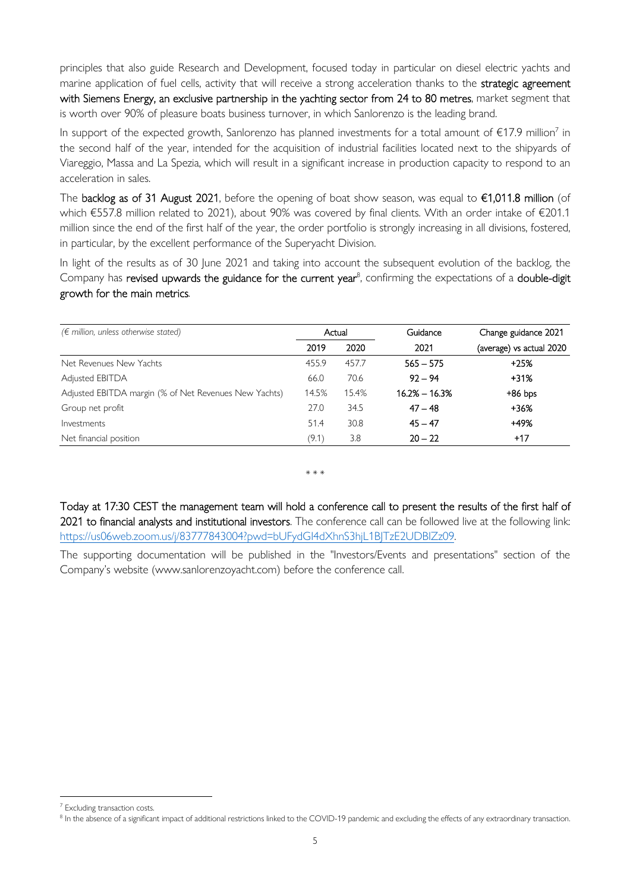principles that also guide Research and Development, focused today in particular on diesel electric yachts and marine application of fuel cells, activity that will receive a strong acceleration thanks to the **strategic agreement with Siemens Energy, an exclusive partnership in the yachting sector from 24 to 80 metres**, market segment that is worth over 90% of pleasure boats business turnover, in which Sanlorenzo is the leading brand.

In support of the expected growth, Sanlorenzo has planned investments for a total amount of €17.9 million[7] in the second half of the year, intended for the acquisition of industrial facilities located next to the shipyards of Viareggio, Massa and La Spezia, which will result in a significant increase in production capacity to respond to an acceleration in sales.

The **backlog as of 31 August 2021**, before the opening of boat show season, was equal to **€1,011.8 million** (of which €557.8 million related to 2021), about 90% was covered by final clients. With an order intake of €201.1 million since the end of the first half of the year, the order portfolio is strongly increasing in all divisions, fostered, in particular, by the excellent performance of the Superyacht Division.

In light of the results as of 30 June 2021 and taking into account the subsequent evolution of the backlog, the Company has **revised upwards the guidance for the current year**[8], confirming the expectations of a **double-digit growth for the main metrics**.

| *(€ million, unless otherwise stated)* | Actual | | Guidance | Change guidance 2021 |
|---|---|---|---|---|
| | 2019 | 2020 | 2021 | (average) vs actual 2020 |
| Net Revenues New Yachts | 455.9 | 457.7 | **565 – 575** | **+25%** |
| Adjusted EBITDA | 66.0 | 70.6 | **92 – 94** | **+31%** |
| Adjusted EBITDA margin (% of Net Revenues New Yachts) | 14.5% | 15.4% | **16.2% – 16.3%** | **+86 bps** |
| Group net profit | 27.0 | 34.5 | **47 – 48** | **+36%** |
| Investments | 51.4 | 30.8 | **45 – 47** | **+49%** |
| Net financial position | (9.1) | 3.8 | **20 – 22** | **+17** |

\* \* \*

**Today at 17:30 CEST the management team will hold a conference call to present the results of the first half of 2021 to financial analysts and institutional investors**. The conference call can be followed live at the following link: https://us06web.zoom.us/j/83777843004?pwd=bUFydGI4dXhnS3hjL1BJTzE2UDBlZz09.

The supporting documentation will be published in the "Investors/Events and presentations" section of the Company's website (www.sanlorenzoyacht.com) before the conference call.

---

[7] Excluding transaction costs.

[8] In the absence of a significant impact of additional restrictions linked to the COVID-19 pandemic and excluding the effects of any extraordinary transaction.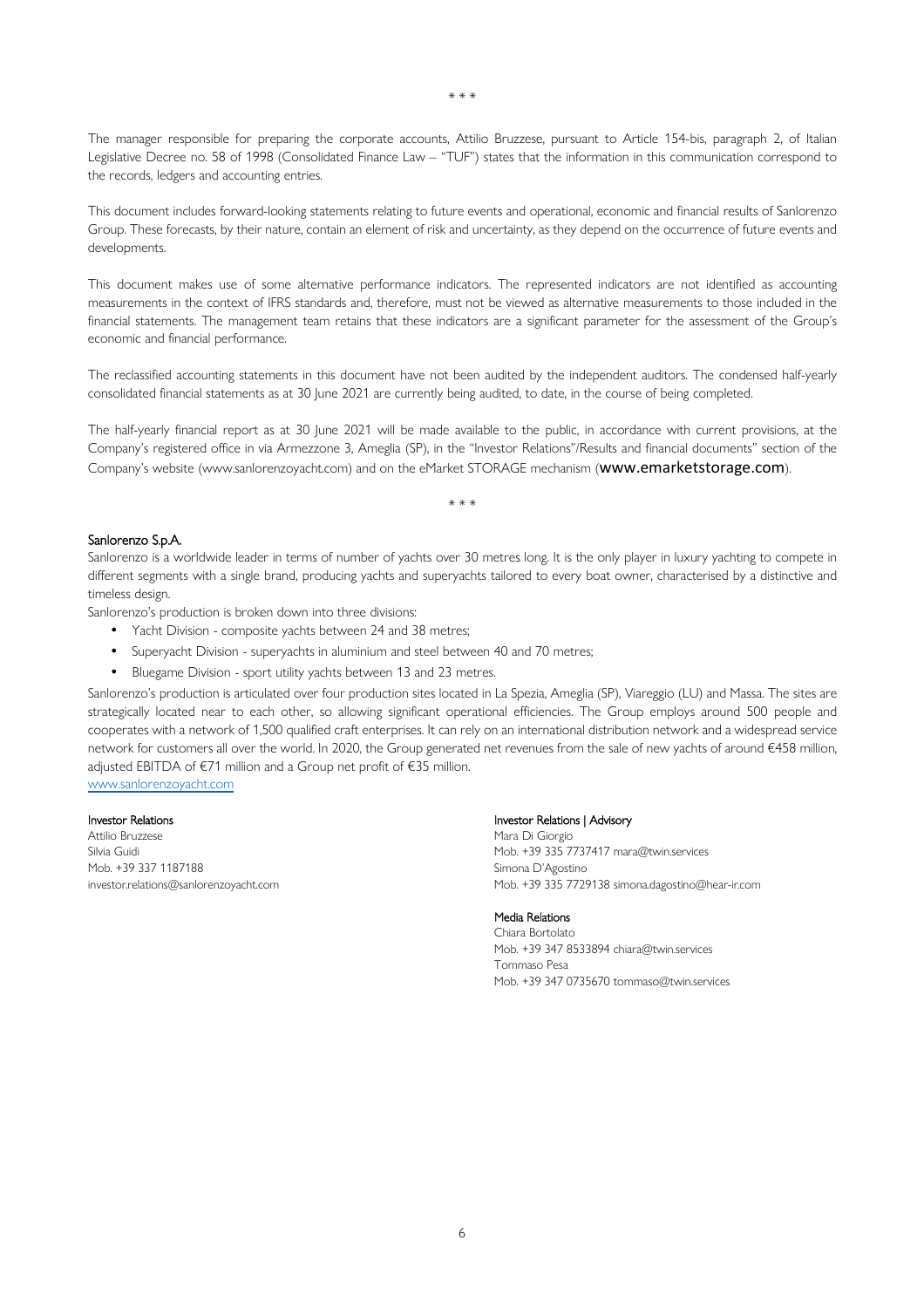\* \* \*

The manager responsible for preparing the corporate accounts, Attilio Bruzzese, pursuant to Article 154-bis, paragraph 2, of Italian Legislative Decree no. 58 of 1998 (Consolidated Finance Law – "TUF") states that the information in this communication correspond to the records, ledgers and accounting entries.

This document includes forward-looking statements relating to future events and operational, economic and financial results of Sanlorenzo Group. These forecasts, by their nature, contain an element of risk and uncertainty, as they depend on the occurrence of future events and developments.

This document makes use of some alternative performance indicators. The represented indicators are not identified as accounting measurements in the context of IFRS standards and, therefore, must not be viewed as alternative measurements to those included in the financial statements. The management team retains that these indicators are a significant parameter for the assessment of the Group's economic and financial performance.

The reclassified accounting statements in this document have not been audited by the independent auditors. The condensed half-yearly consolidated financial statements as at 30 June 2021 are currently being audited, to date, in the course of being completed.

The half-yearly financial report as at 30 June 2021 will be made available to the public, in accordance with current provisions, at the Company's registered office in via Armezzone 3, Ameglia (SP), in the "Investor Relations"/Results and financial documents" section of the Company's website (www.sanlorenzoyacht.com) and on the eMarket STORAGE mechanism (www.emarketstorage.com).

\* \* \*

**Sanlorenzo S.p.A.**

Sanlorenzo is a worldwide leader in terms of number of yachts over 30 metres long. It is the only player in luxury yachting to compete in different segments with a single brand, producing yachts and superyachts tailored to every boat owner, characterised by a distinctive and timeless design.

Sanlorenzo's production is broken down into three divisions:

- Yacht Division - composite yachts between 24 and 38 metres;
- Superyacht Division - superyachts in aluminium and steel between 40 and 70 metres;
- Bluegame Division - sport utility yachts between 13 and 23 metres.

Sanlorenzo's production is articulated over four production sites located in La Spezia, Ameglia (SP), Viareggio (LU) and Massa. The sites are strategically located near to each other, so allowing significant operational efficiencies. The Group employs around 500 people and cooperates with a network of 1,500 qualified craft enterprises. It can rely on an international distribution network and a widespread service network for customers all over the world. In 2020, the Group generated net revenues from the sale of new yachts of around €458 million, adjusted EBITDA of €71 million and a Group net profit of €35 million.

www.sanlorenzoyacht.com

**Investor Relations**
Attilio Bruzzese
Silvia Guidi
Mob. +39 337 1187188
investor.relations@sanlorenzoyacht.com

**Investor Relations | Advisory**
Mara Di Giorgio
Mob. +39 335 7737417 mara@twin.services
Simona D'Agostino
Mob. +39 335 7729138 simona.dagostino@hear-ir.com

**Media Relations**
Chiara Bortolato
Mob. +39 347 8533894 chiara@twin.services
Tommaso Pesa
Mob. +39 347 0735670 tommaso@twin.services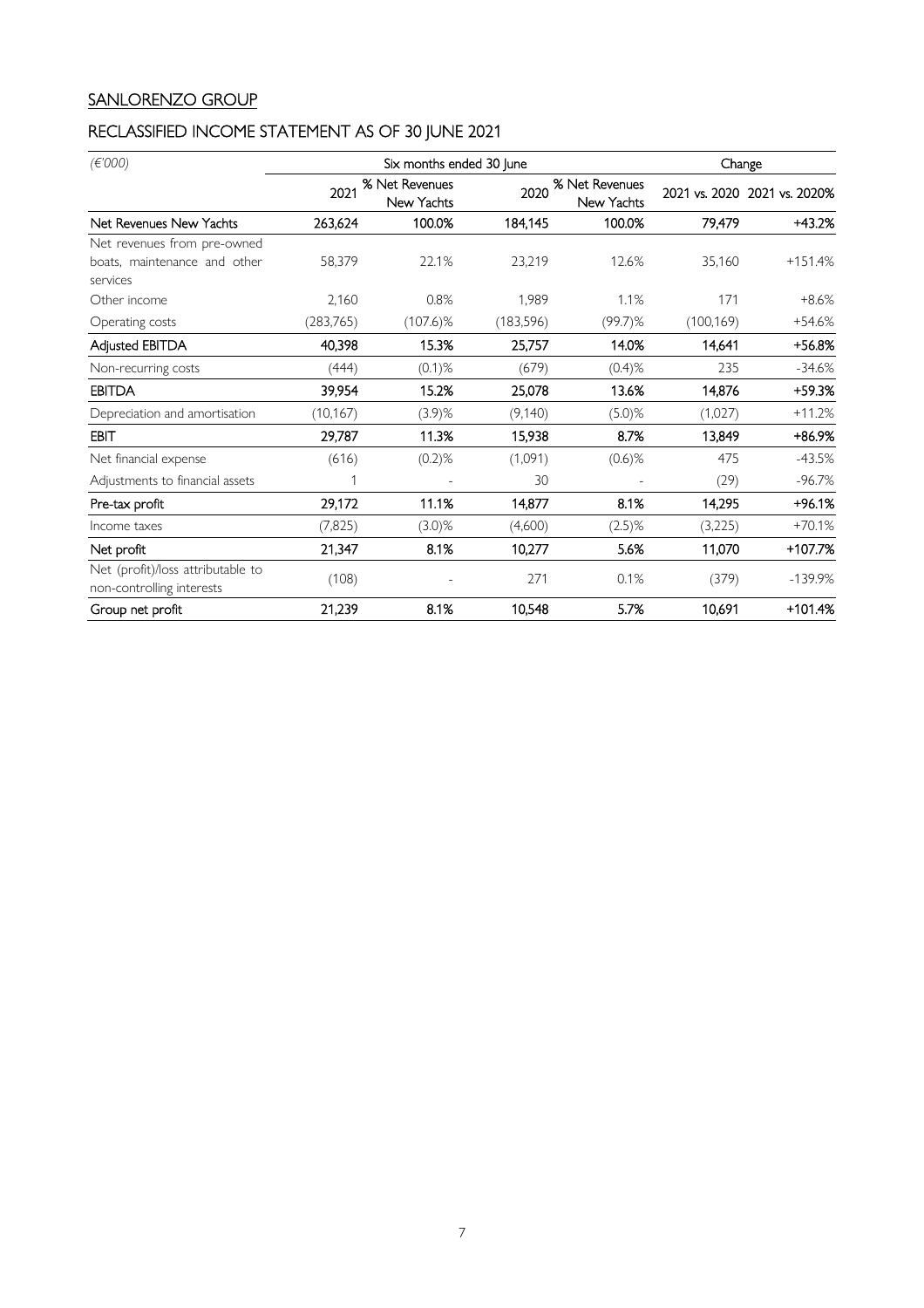## SANLORENZO GROUP

## RECLASSIFIED INCOME STATEMENT AS OF 30 JUNE 2021

| *(€'000)* | Six months ended 30 June | | | | Change | |
|---|---|---|---|---|---|---|
| | 2021 | % Net Revenues New Yachts | 2020 | % Net Revenues New Yachts | 2021 vs. 2020 | 2021 vs. 2020% |
| **Net Revenues New Yachts** | **263,624** | **100.0%** | **184,145** | **100.0%** | **79,479** | **+43.2%** |
| Net revenues from pre-owned boats, maintenance and other services | 58,379 | 22.1% | 23,219 | 12.6% | 35,160 | +151.4% |
| Other income | 2,160 | 0.8% | 1,989 | 1.1% | 171 | +8.6% |
| Operating costs | (283,765) | (107.6)% | (183,596) | (99.7)% | (100,169) | +54.6% |
| **Adjusted EBITDA** | **40,398** | **15.3%** | **25,757** | **14.0%** | **14,641** | **+56.8%** |
| Non-recurring costs | (444) | (0.1)% | (679) | (0.4)% | 235 | -34.6% |
| **EBITDA** | **39,954** | **15.2%** | **25,078** | **13.6%** | **14,876** | **+59.3%** |
| Depreciation and amortisation | (10,167) | (3.9)% | (9,140) | (5.0)% | (1,027) | +11.2% |
| **EBIT** | **29,787** | **11.3%** | **15,938** | **8.7%** | **13,849** | **+86.9%** |
| Net financial expense | (616) | (0.2)% | (1,091) | (0.6)% | 475 | -43.5% |
| Adjustments to financial assets | 1 | - | 30 | - | (29) | -96.7% |
| **Pre-tax profit** | **29,172** | **11.1%** | **14,877** | **8.1%** | **14,295** | **+96.1%** |
| Income taxes | (7,825) | (3.0)% | (4,600) | (2.5)% | (3,225) | +70.1% |
| **Net profit** | **21,347** | **8.1%** | **10,277** | **5.6%** | **11,070** | **+107.7%** |
| Net (profit)/loss attributable to non-controlling interests | (108) | - | 271 | 0.1% | (379) | -139.9% |
| **Group net profit** | **21,239** | **8.1%** | **10,548** | **5.7%** | **10,691** | **+101.4%** |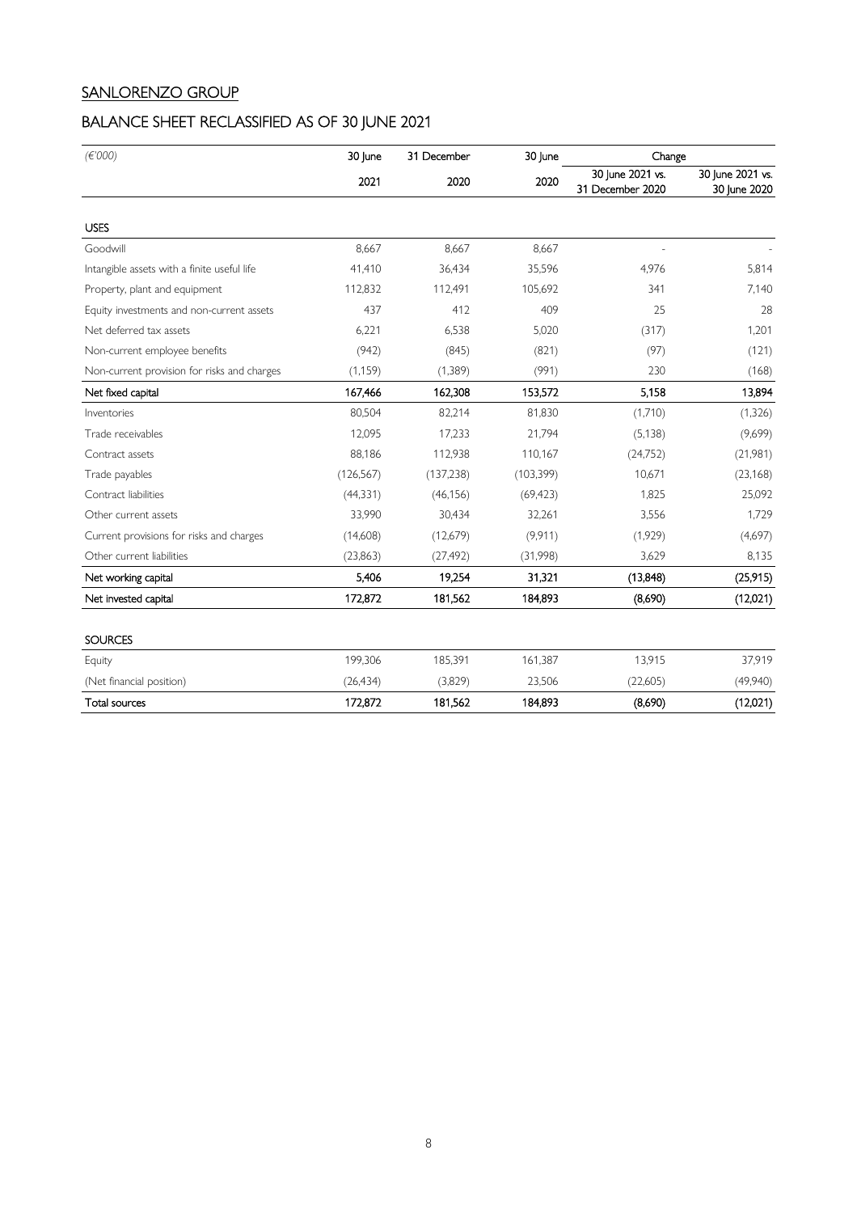## SANLORENZO GROUP

## BALANCE SHEET RECLASSIFIED AS OF 30 JUNE 2021

| *(€'000)* | 30 June | 31 December | 30 June | Change | |
|---|---|---|---|---|---|
| | 2021 | 2020 | 2020 | 30 June 2021 vs. 31 December 2020 | 30 June 2021 vs. 30 June 2020 |
| USES | | | | | |
| Goodwill | 8,667 | 8,667 | 8,667 | - | - |
| Intangible assets with a finite useful life | 41,410 | 36,434 | 35,596 | 4,976 | 5,814 |
| Property, plant and equipment | 112,832 | 112,491 | 105,692 | 341 | 7,140 |
| Equity investments and non-current assets | 437 | 412 | 409 | 25 | 28 |
| Net deferred tax assets | 6,221 | 6,538 | 5,020 | (317) | 1,201 |
| Non-current employee benefits | (942) | (845) | (821) | (97) | (121) |
| Non-current provision for risks and charges | (1,159) | (1,389) | (991) | 230 | (168) |
| **Net fixed capital** | **167,466** | **162,308** | **153,572** | **5,158** | **13,894** |
| Inventories | 80,504 | 82,214 | 81,830 | (1,710) | (1,326) |
| Trade receivables | 12,095 | 17,233 | 21,794 | (5,138) | (9,699) |
| Contract assets | 88,186 | 112,938 | 110,167 | (24,752) | (21,981) |
| Trade payables | (126,567) | (137,238) | (103,399) | 10,671 | (23,168) |
| Contract liabilities | (44,331) | (46,156) | (69,423) | 1,825 | 25,092 |
| Other current assets | 33,990 | 30,434 | 32,261 | 3,556 | 1,729 |
| Current provisions for risks and charges | (14,608) | (12,679) | (9,911) | (1,929) | (4,697) |
| Other current liabilities | (23,863) | (27,492) | (31,998) | 3,629 | 8,135 |
| **Net working capital** | **5,406** | **19,254** | **31,321** | **(13,848)** | **(25,915)** |
| **Net invested capital** | **172,872** | **181,562** | **184,893** | **(8,690)** | **(12,021)** |
| SOURCES | | | | | |
| Equity | 199,306 | 185,391 | 161,387 | 13,915 | 37,919 |
| (Net financial position) | (26,434) | (3,829) | 23,506 | (22,605) | (49,940) |
| **Total sources** | **172,872** | **181,562** | **184,893** | **(8,690)** | **(12,021)** |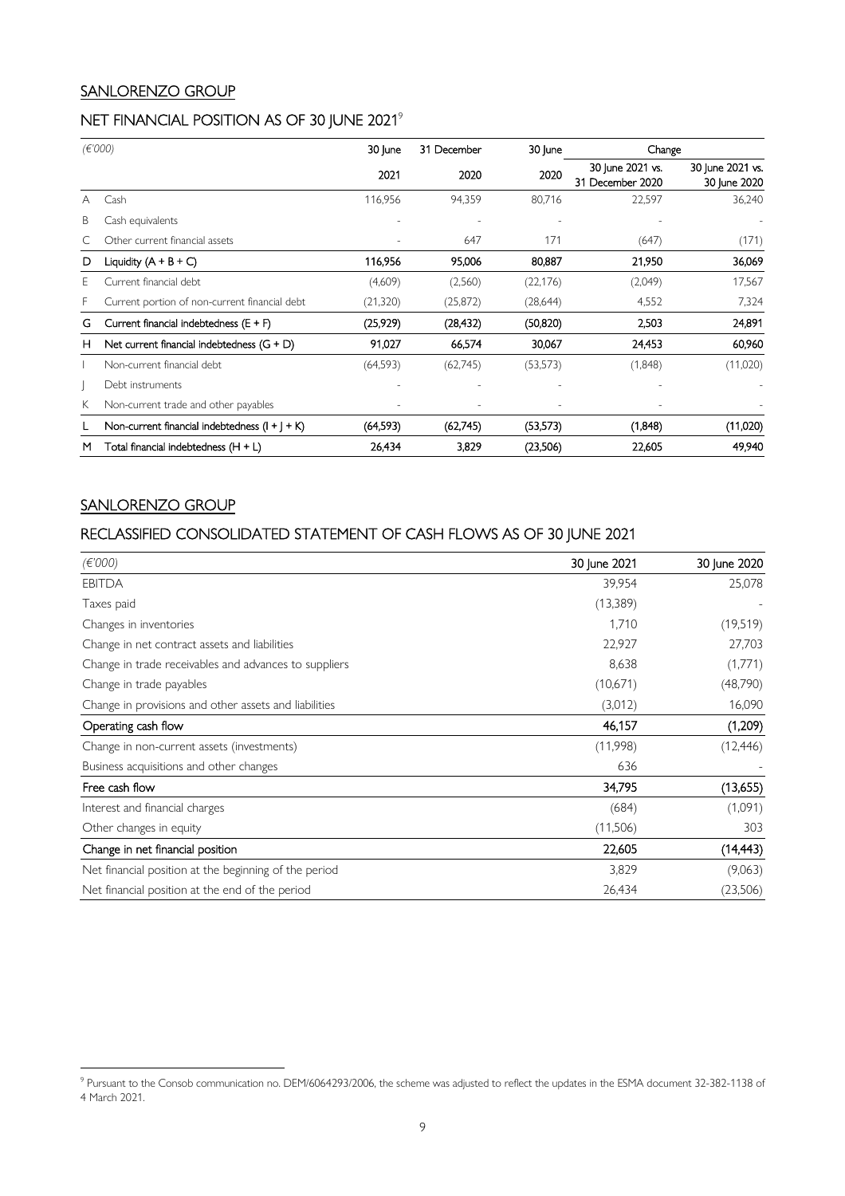## SANLORENZO GROUP

## NET FINANCIAL POSITION AS OF 30 JUNE 2021[9]

| *(€'000)* | | 30 June | 31 December | 30 June | Change | |
|---|---|---|---|---|---|---|
| | | 2021 | 2020 | 2020 | 30 June 2021 vs. 31 December 2020 | 30 June 2021 vs. 30 June 2020 |
| A | Cash | 116,956 | 94,359 | 80,716 | 22,597 | 36,240 |
| B | Cash equivalents | - | - | - | - | - |
| C | Other current financial assets | - | 647 | 171 | (647) | (171) |
| **D** | **Liquidity (A + B + C)** | **116,956** | **95,006** | **80,887** | **21,950** | **36,069** |
| E | Current financial debt | (4,609) | (2,560) | (22,176) | (2,049) | 17,567 |
| F | Current portion of non-current financial debt | (21,320) | (25,872) | (28,644) | 4,552 | 7,324 |
| **G** | **Current financial indebtedness (E + F)** | **(25,929)** | **(28,432)** | **(50,820)** | **2,503** | **24,891** |
| **H** | **Net current financial indebtedness (G + D)** | **91,027** | **66,574** | **30,067** | **24,453** | **60,960** |
| I | Non-current financial debt | (64,593) | (62,745) | (53,573) | (1,848) | (11,020) |
| J | Debt instruments | - | - | - | - | - |
| K | Non-current trade and other payables | - | - | - | - | - |
| **L** | **Non-current financial indebtedness (I + J + K)** | **(64,593)** | **(62,745)** | **(53,573)** | **(1,848)** | **(11,020)** |
| **M** | **Total financial indebtedness (H + L)** | **26,434** | **3,829** | **(23,506)** | **22,605** | **49,940** |

## SANLORENZO GROUP

## RECLASSIFIED CONSOLIDATED STATEMENT OF CASH FLOWS AS OF 30 JUNE 2021

| *(€'000)* | 30 June 2021 | 30 June 2020 |
|---|---|---|
| EBITDA | 39,954 | 25,078 |
| Taxes paid | (13,389) | - |
| Changes in inventories | 1,710 | (19,519) |
| Change in net contract assets and liabilities | 22,927 | 27,703 |
| Change in trade receivables and advances to suppliers | 8,638 | (1,771) |
| Change in trade payables | (10,671) | (48,790) |
| Change in provisions and other assets and liabilities | (3,012) | 16,090 |
| **Operating cash flow** | **46,157** | **(1,209)** |
| Change in non-current assets (investments) | (11,998) | (12,446) |
| Business acquisitions and other changes | 636 | - |
| **Free cash flow** | **34,795** | **(13,655)** |
| Interest and financial charges | (684) | (1,091) |
| Other changes in equity | (11,506) | 303 |
| **Change in net financial position** | **22,605** | **(14,443)** |
| Net financial position at the beginning of the period | 3,829 | (9,063) |
| Net financial position at the end of the period | 26,434 | (23,506) |

[9] Pursuant to the Consob communication no. DEM/6064293/2006, the scheme was adjusted to reflect the updates in the ESMA document 32-382-1138 of 4 March 2021.